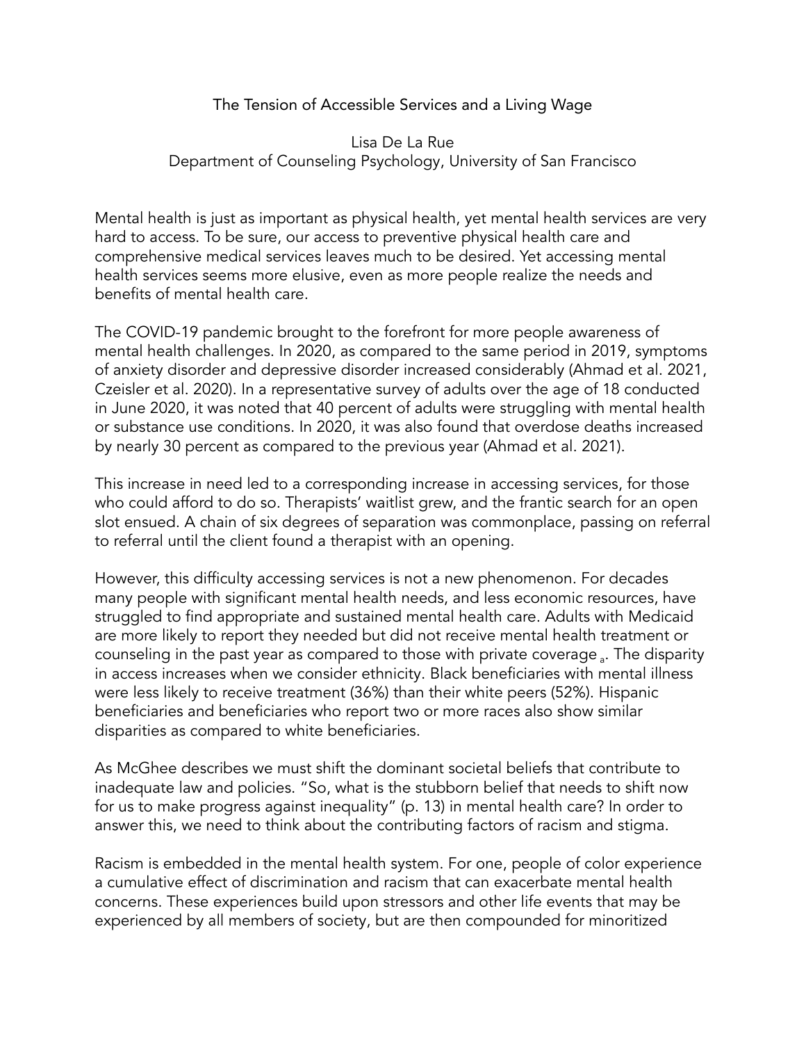# The Tension of Accessible Services and a Living Wage

Lisa De La Rue
Department of Counseling Psychology, University of San Francisco

Mental health is just as important as physical health, yet mental health services are very hard to access. To be sure, our access to preventive physical health care and comprehensive medical services leaves much to be desired. Yet accessing mental health services seems more elusive, even as more people realize the needs and benefits of mental health care.

The COVID-19 pandemic brought to the forefront for more people awareness of mental health challenges. In 2020, as compared to the same period in 2019, symptoms of anxiety disorder and depressive disorder increased considerably (Ahmad et al. 2021, Czeisler et al. 2020). In a representative survey of adults over the age of 18 conducted in June 2020, it was noted that 40 percent of adults were struggling with mental health or substance use conditions. In 2020, it was also found that overdose deaths increased by nearly 30 percent as compared to the previous year (Ahmad et al. 2021).

This increase in need led to a corresponding increase in accessing services, for those who could afford to do so. Therapists' waitlist grew, and the frantic search for an open slot ensued. A chain of six degrees of separation was commonplace, passing on referral to referral until the client found a therapist with an opening.

However, this difficulty accessing services is not a new phenomenon. For decades many people with significant mental health needs, and less economic resources, have struggled to find appropriate and sustained mental health care. Adults with Medicaid are more likely to report they needed but did not receive mental health treatment or counseling in the past year as compared to those with private coverage [a]. The disparity in access increases when we consider ethnicity. Black beneficiaries with mental illness were less likely to receive treatment (36%) than their white peers (52%). Hispanic beneficiaries and beneficiaries who report two or more races also show similar disparities as compared to white beneficiaries.

As McGhee describes we must shift the dominant societal beliefs that contribute to inadequate law and policies. "So, what is the stubborn belief that needs to shift now for us to make progress against inequality" (p. 13) in mental health care? In order to answer this, we need to think about the contributing factors of racism and stigma.

Racism is embedded in the mental health system. For one, people of color experience a cumulative effect of discrimination and racism that can exacerbate mental health concerns. These experiences build upon stressors and other life events that may be experienced by all members of society, but are then compounded for minoritized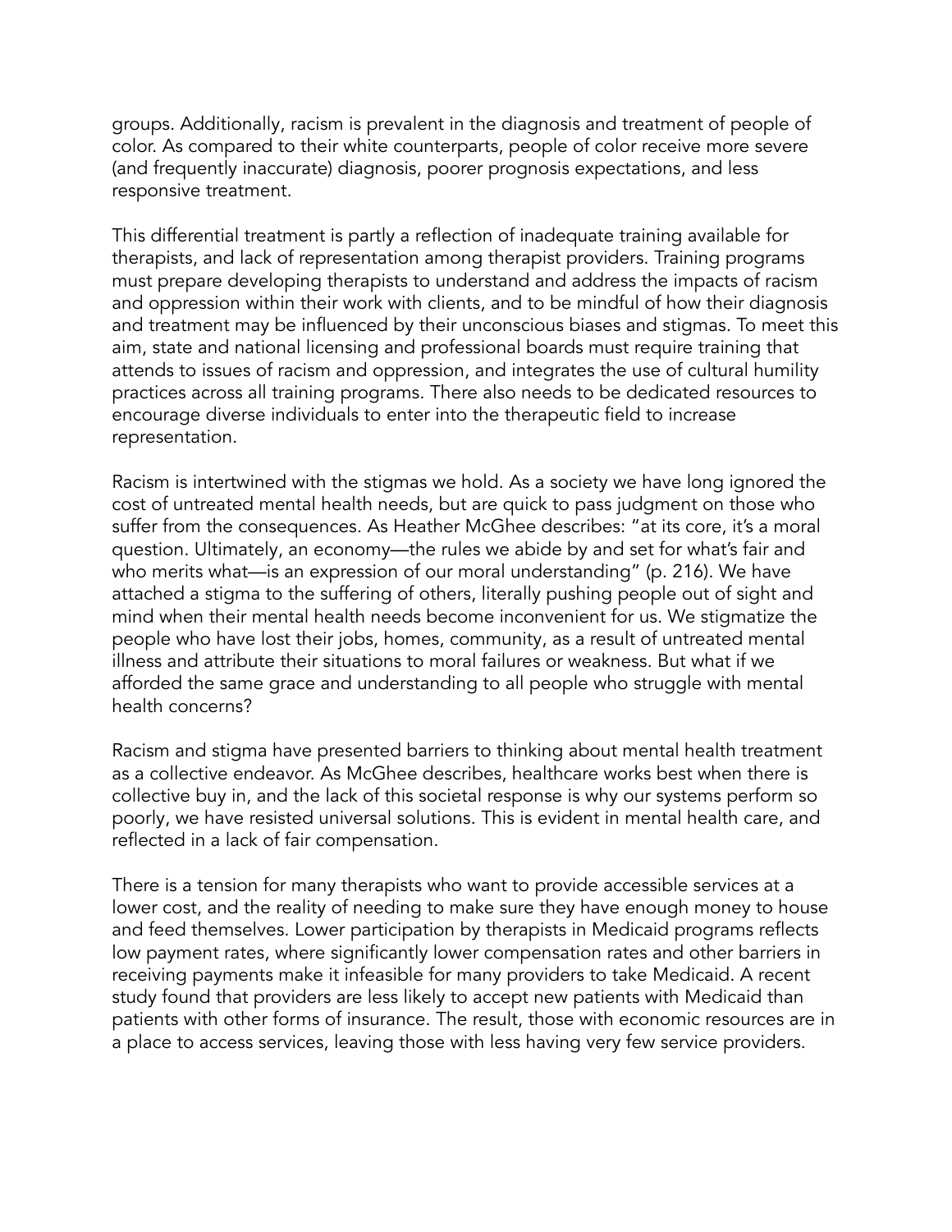groups. Additionally, racism is prevalent in the diagnosis and treatment of people of color. As compared to their white counterparts, people of color receive more severe (and frequently inaccurate) diagnosis, poorer prognosis expectations, and less responsive treatment.

This differential treatment is partly a reflection of inadequate training available for therapists, and lack of representation among therapist providers. Training programs must prepare developing therapists to understand and address the impacts of racism and oppression within their work with clients, and to be mindful of how their diagnosis and treatment may be influenced by their unconscious biases and stigmas. To meet this aim, state and national licensing and professional boards must require training that attends to issues of racism and oppression, and integrates the use of cultural humility practices across all training programs. There also needs to be dedicated resources to encourage diverse individuals to enter into the therapeutic field to increase representation.

Racism is intertwined with the stigmas we hold. As a society we have long ignored the cost of untreated mental health needs, but are quick to pass judgment on those who suffer from the consequences. As Heather McGhee describes: "at its core, it's a moral question. Ultimately, an economy—the rules we abide by and set for what's fair and who merits what—is an expression of our moral understanding" (p. 216). We have attached a stigma to the suffering of others, literally pushing people out of sight and mind when their mental health needs become inconvenient for us. We stigmatize the people who have lost their jobs, homes, community, as a result of untreated mental illness and attribute their situations to moral failures or weakness. But what if we afforded the same grace and understanding to all people who struggle with mental health concerns?

Racism and stigma have presented barriers to thinking about mental health treatment as a collective endeavor. As McGhee describes, healthcare works best when there is collective buy in, and the lack of this societal response is why our systems perform so poorly, we have resisted universal solutions. This is evident in mental health care, and reflected in a lack of fair compensation.

There is a tension for many therapists who want to provide accessible services at a lower cost, and the reality of needing to make sure they have enough money to house and feed themselves. Lower participation by therapists in Medicaid programs reflects low payment rates, where significantly lower compensation rates and other barriers in receiving payments make it infeasible for many providers to take Medicaid. A recent study found that providers are less likely to accept new patients with Medicaid than patients with other forms of insurance. The result, those with economic resources are in a place to access services, leaving those with less having very few service providers.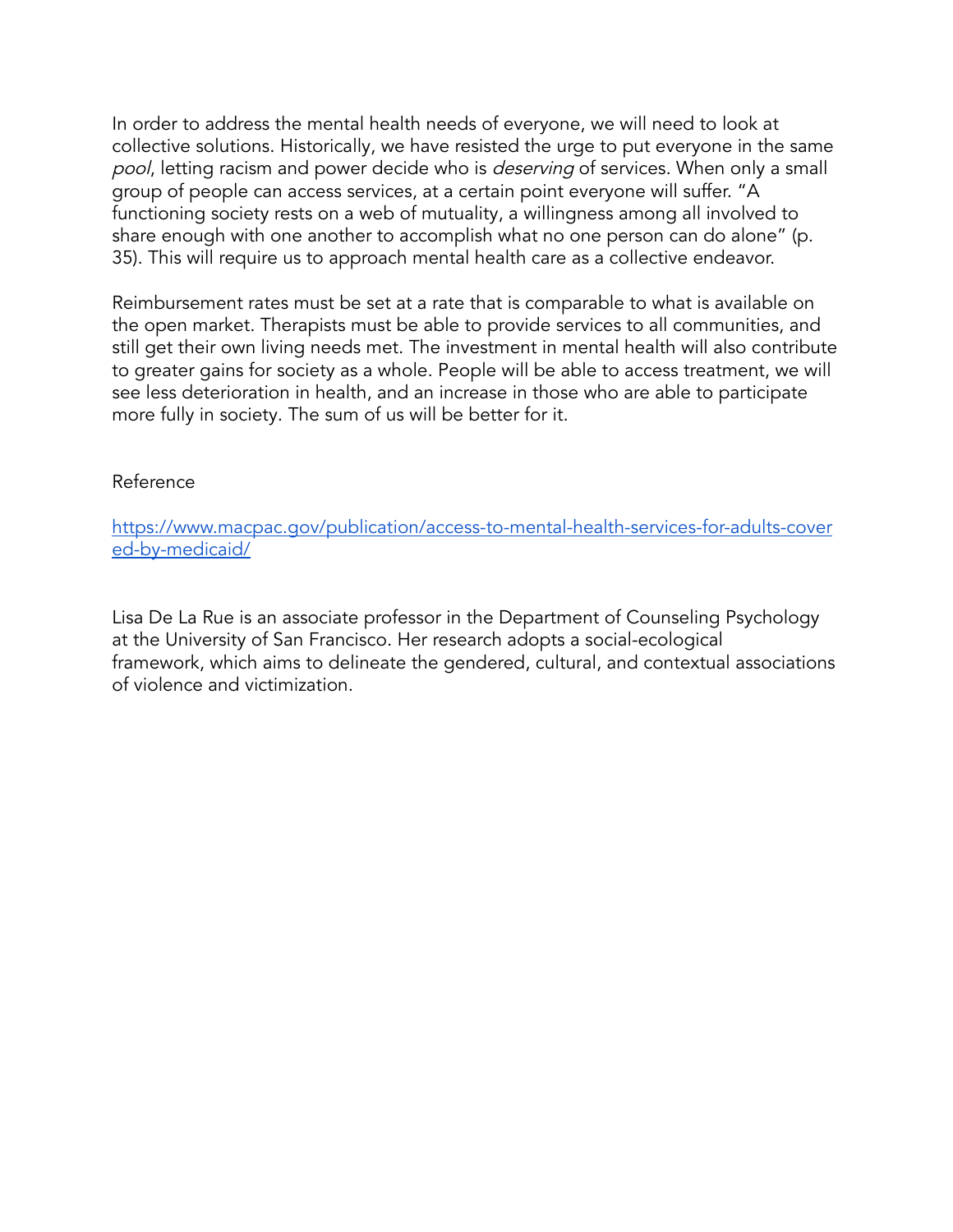In order to address the mental health needs of everyone, we will need to look at collective solutions. Historically, we have resisted the urge to put everyone in the same *pool*, letting racism and power decide who is *deserving* of services. When only a small group of people can access services, at a certain point everyone will suffer. "A functioning society rests on a web of mutuality, a willingness among all involved to share enough with one another to accomplish what no one person can do alone" (p. 35). This will require us to approach mental health care as a collective endeavor.

Reimbursement rates must be set at a rate that is comparable to what is available on the open market. Therapists must be able to provide services to all communities, and still get their own living needs met. The investment in mental health will also contribute to greater gains for society as a whole. People will be able to access treatment, we will see less deterioration in health, and an increase in those who are able to participate more fully in society. The sum of us will be better for it.

Reference

[https://www.macpac.gov/publication/access-to-mental-health-services-for-adults-covered-by-medicaid/](https://www.macpac.gov/publication/access-to-mental-health-services-for-adults-covered-by-medicaid/)

Lisa De La Rue is an associate professor in the Department of Counseling Psychology at the University of San Francisco. Her research adopts a social-ecological framework, which aims to delineate the gendered, cultural, and contextual associations of violence and victimization.